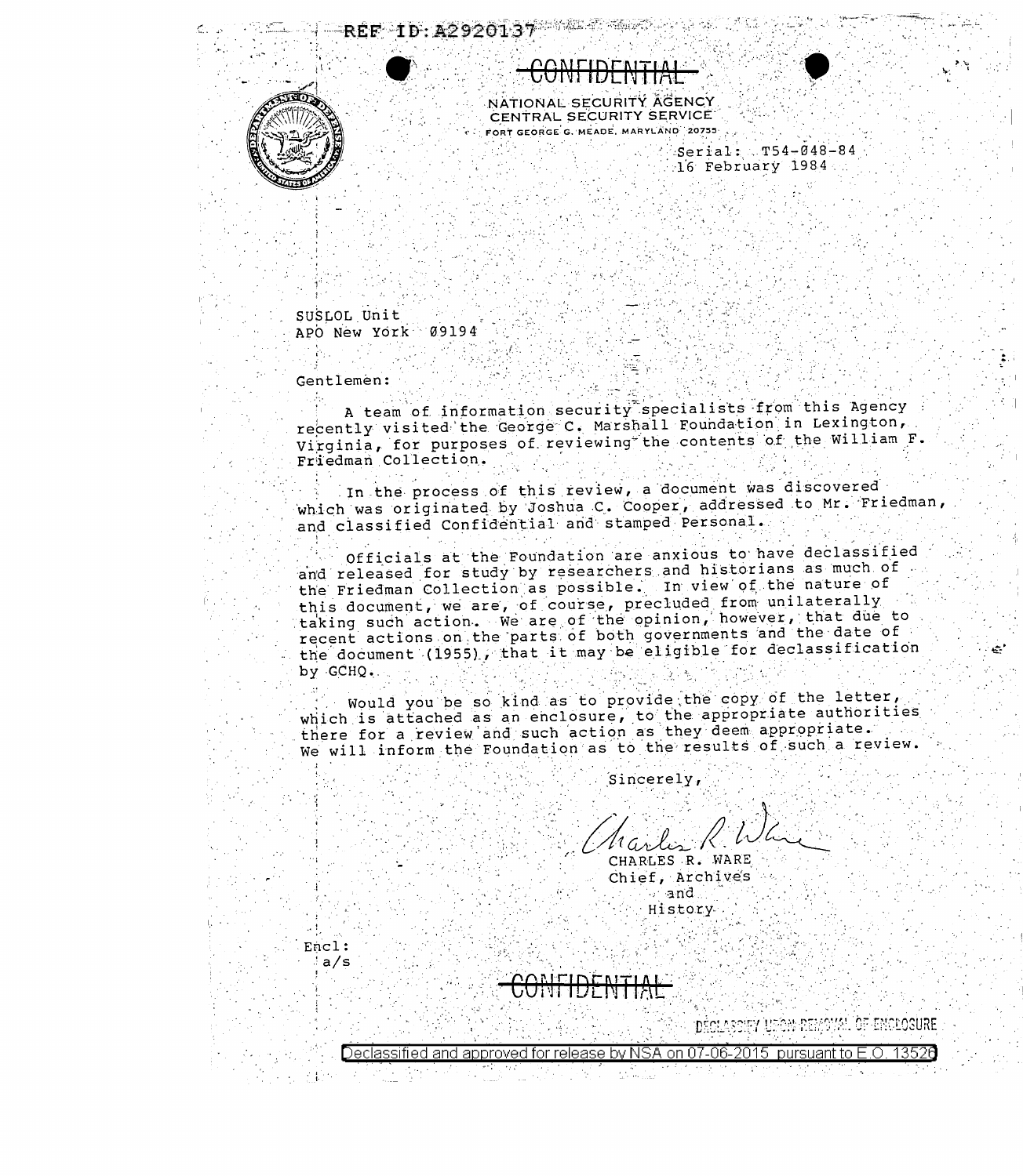REF ID:A2920137

~~CONFIDENTIAL~~

NATIONAL SECURITY AGENCY
CENTRAL SECURITY SERVICE
FORT GEORGE G. MEADE, MARYLAND 20755

Serial: T54-048-84
16 February 1984

SUSLOL Unit
APO New York 09194

Gentlemen:

A team of information security specialists from this Agency recently visited the George C. Marshall Foundation in Lexington, Virginia, for purposes of reviewing the contents of the William F. Friedman Collection.

In the process of this review, a document was discovered which was originated by Joshua C. Cooper, addressed to Mr. Friedman, and classified Confidential and stamped Personal.

Officials at the Foundation are anxious to have declassified and released for study by researchers and historians as much of the Friedman Collection as possible. In view of the nature of this document, we are, of course, precluded from unilaterally taking such action. We are of the opinion, however, that due to recent actions on the parts of both governments and the date of the document (1955), that it may be eligible for declassification by GCHQ.

Would you be so kind as to provide the copy of the letter, which is attached as an enclosure, to the appropriate authorities there for a review and such action as they deem appropriate. We will inform the Foundation as to the results of such a review.

Sincerely,

CHARLES R. WARE
Chief, Archives
and
History

Encl:
a/s

~~CONFIDENTIAL~~

DECLASSIFY UPON REMOVAL OF ENCLOSURE

Declassified and approved for release by NSA on 07-06-2015 pursuant to E.O. 13526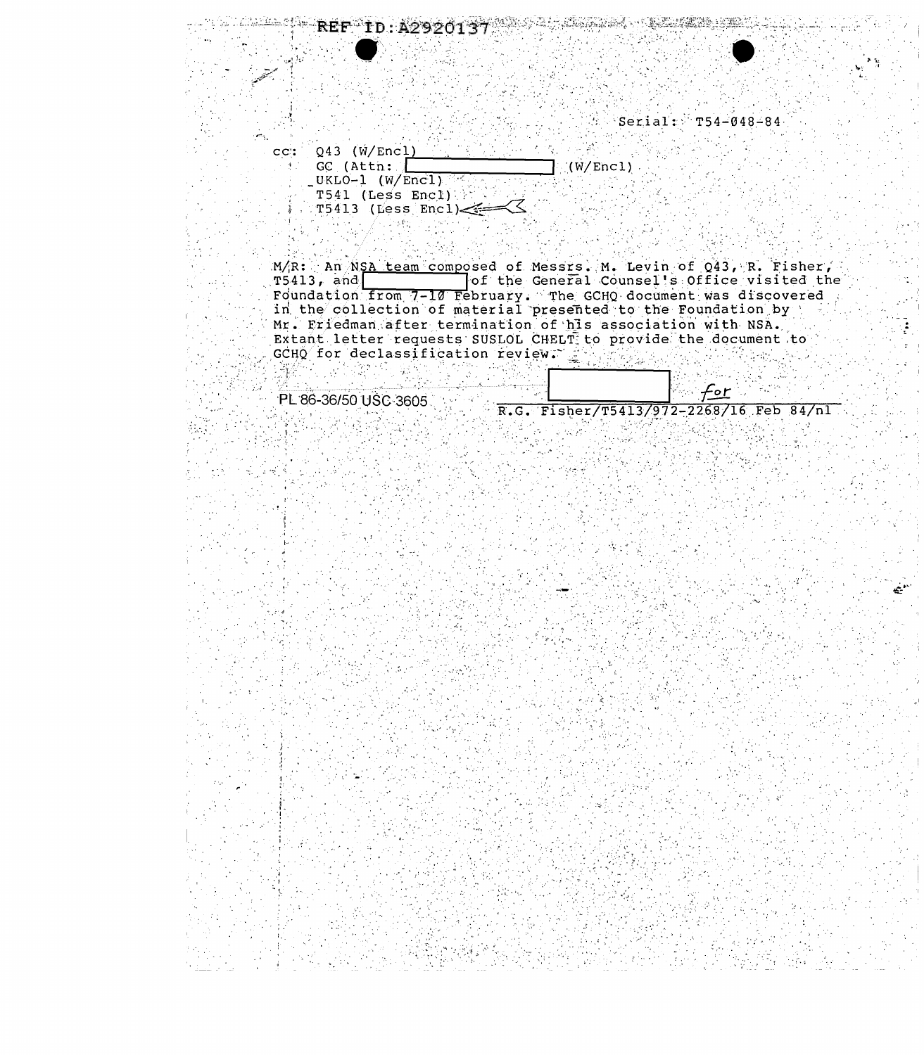REF ID:A2920137

Serial: T54-048-84

cc: Q43 (W/Encl)
GC (Attn: [redacted] (W/Encl)
UKLO-1 (W/Encl)
T541 (Less Encl)
T5413 (Less Encl)

M/R: An NSA team composed of Messrs. M. Levin of Q43, R. Fisher, T5413, and [redacted] of the General Counsel's Office visited the Foundation from 7-10 February. The GCHQ document was discovered in the collection of material presented to the Foundation by Mr. Friedman after termination of his association with NSA. Extant letter requests SUSLOL CHELT to provide the document to GCHQ for declassification review.

PL 86-36/50 USC 3605

[redacted] *for*
R.G. Fisher/T5413/972-2268/16 Feb 84/nl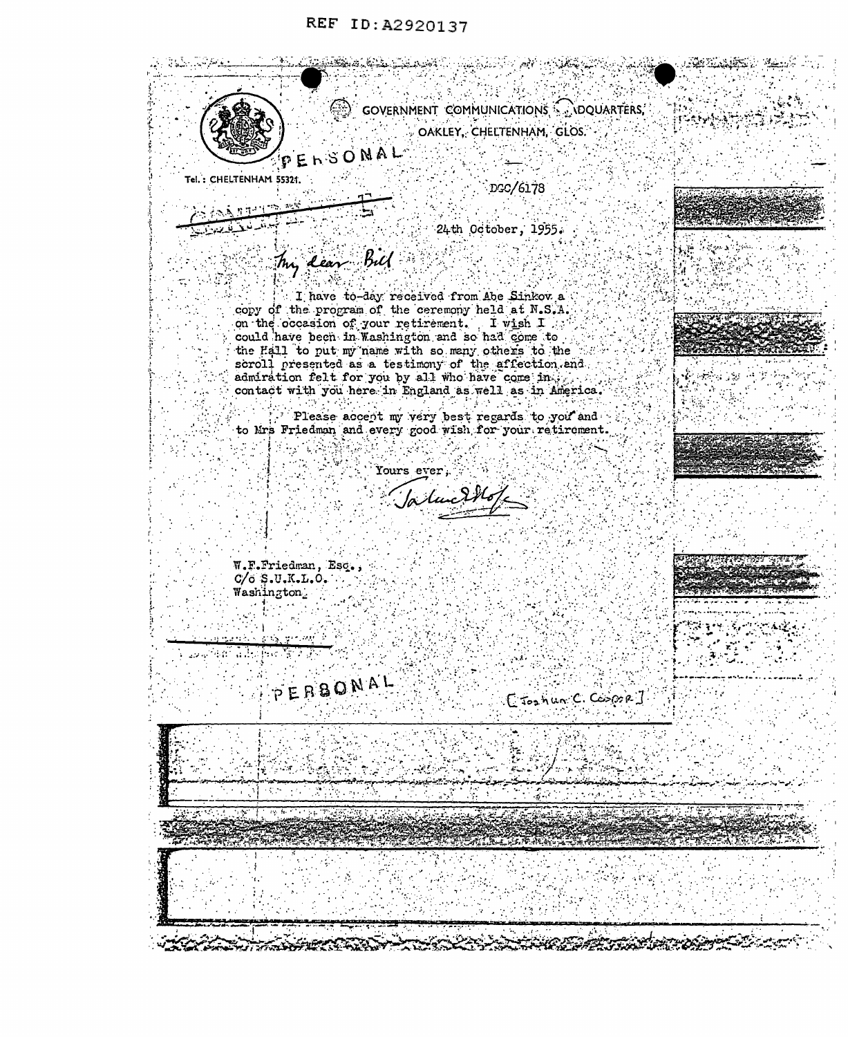REF ID:A2920137

GOVERNMENT COMMUNICATIONS HEADQUARTERS,
OAKLEY, CHELTENHAM, GLOS.

PERSONAL

Tel.: CHELTENHAM 55321.

DGC/6178

24th October, 1955.

My dear Bill

I have to-day received from Abe Sinkov a copy of the program of the ceremony held at N.S.A. on the occasion of your retirement. I wish I could have been in Washington and so had come to the Hall to put my name with so many others to the scroll presented as a testimony of the affection and admiration felt for you by all who have come in contact with you here in England as well as in America.

Please accept my very best regards to you and to Mrs Friedman and every good wish for your retirement.

Yours ever,

*[signature]*

W.F.Friedman, Esq.,
C/o S.U.K.L.O.
Washington.

PERSONAL

[Joshua C. Cooper]